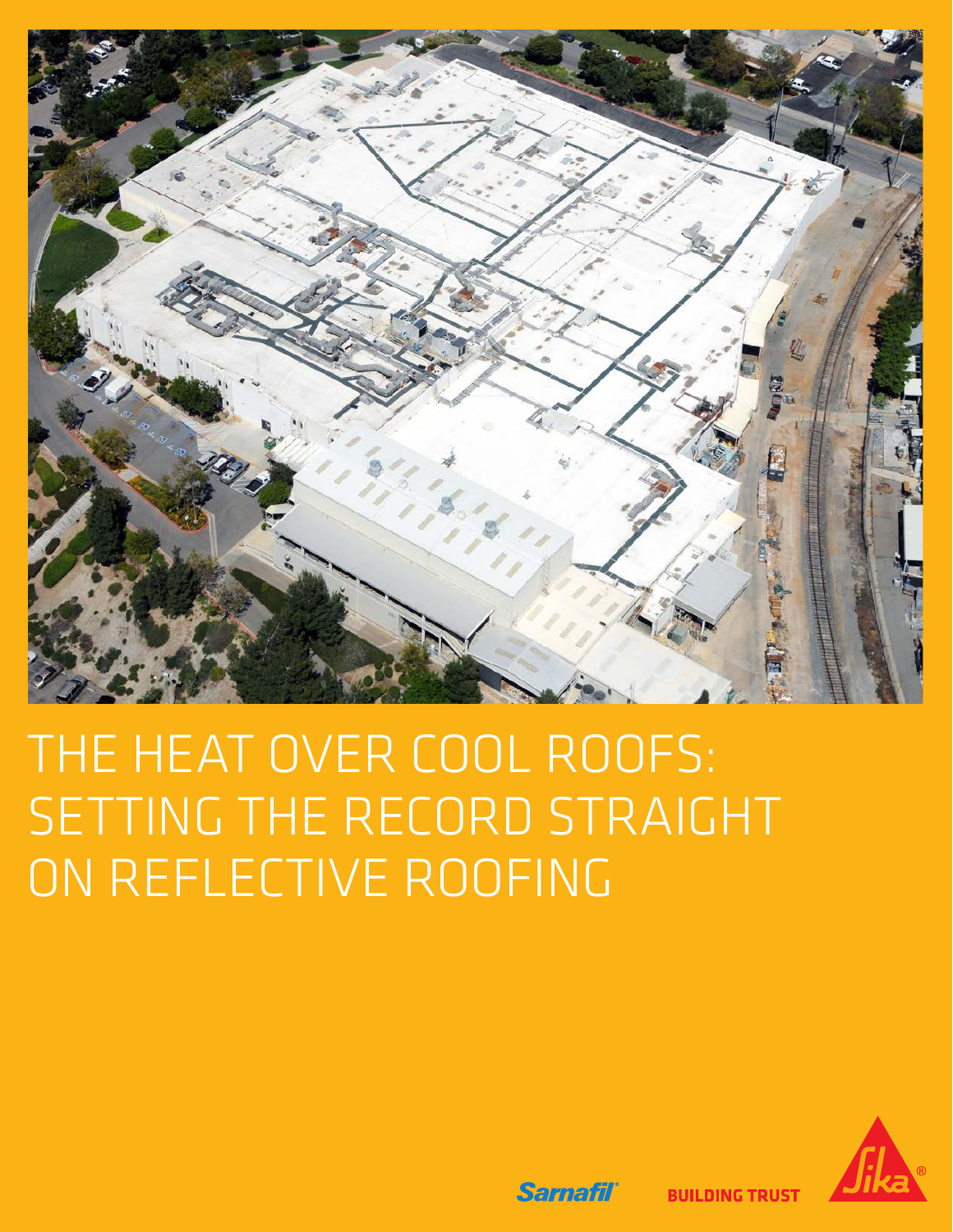# THE HEAT OVER COOL ROOFS: SETTING THE RECORD STRAIGHT ON REFLECTIVE ROOFING

Sarnafil

BUILDING TRUST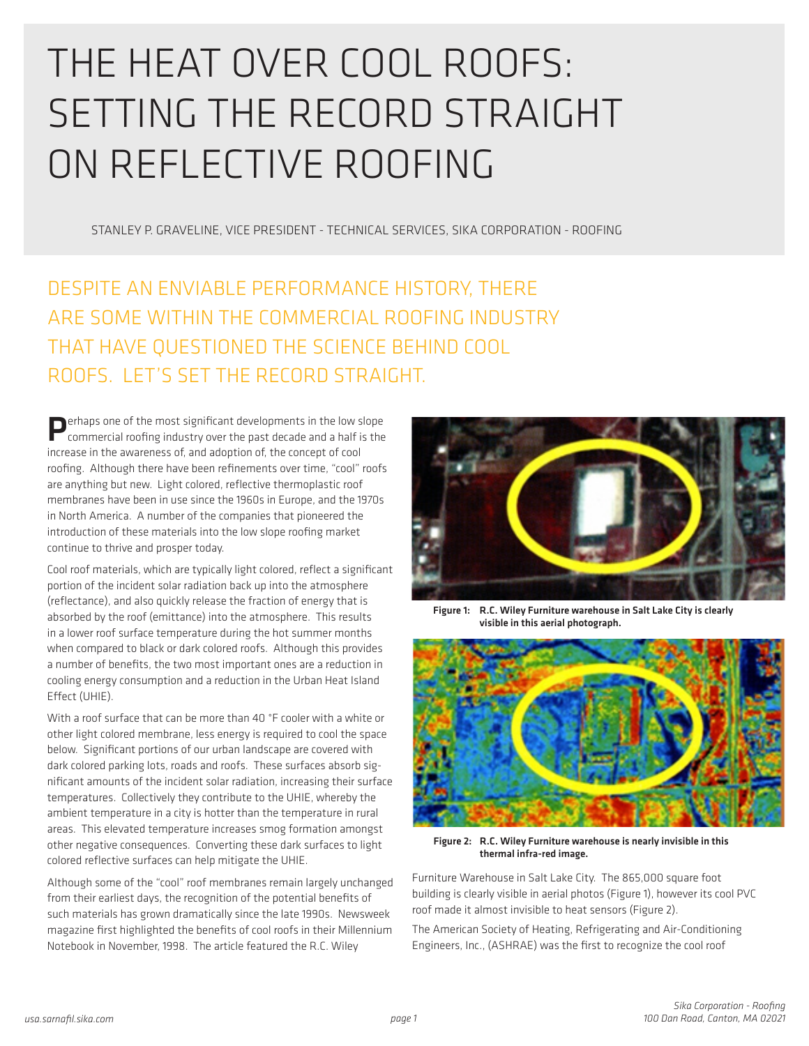# THE HEAT OVER COOL ROOFS: SETTING THE RECORD STRAIGHT ON REFLECTIVE ROOFING

STANLEY P. GRAVELINE, VICE PRESIDENT - TECHNICAL SERVICES, SIKA CORPORATION - ROOFING

## DESPITE AN ENVIABLE PERFORMANCE HISTORY, THERE ARE SOME WITHIN THE COMMERCIAL ROOFING INDUSTRY THAT HAVE QUESTIONED THE SCIENCE BEHIND COOL ROOFS. LET'S SET THE RECORD STRAIGHT.

Perhaps one of the most significant developments in the low slope commercial roofing industry over the past decade and a half is the increase in the awareness of, and adoption of, the concept of cool roofing. Although there have been refinements over time, "cool" roofs are anything but new. Light colored, reflective thermoplastic roof membranes have been in use since the 1960s in Europe, and the 1970s in North America. A number of the companies that pioneered the introduction of these materials into the low slope roofing market continue to thrive and prosper today.

Cool roof materials, which are typically light colored, reflect a significant portion of the incident solar radiation back up into the atmosphere (reflectance), and also quickly release the fraction of energy that is absorbed by the roof (emittance) into the atmosphere. This results in a lower roof surface temperature during the hot summer months when compared to black or dark colored roofs. Although this provides a number of benefits, the two most important ones are a reduction in cooling energy consumption and a reduction in the Urban Heat Island Effect (UHIE).

With a roof surface that can be more than 40 °F cooler with a white or other light colored membrane, less energy is required to cool the space below. Significant portions of our urban landscape are covered with dark colored parking lots, roads and roofs. These surfaces absorb significant amounts of the incident solar radiation, increasing their surface temperatures. Collectively they contribute to the UHIE, whereby the ambient temperature in a city is hotter than the temperature in rural areas. This elevated temperature increases smog formation amongst other negative consequences. Converting these dark surfaces to light colored reflective surfaces can help mitigate the UHIE.

Although some of the "cool" roof membranes remain largely unchanged from their earliest days, the recognition of the potential benefits of such materials has grown dramatically since the late 1990s. Newsweek magazine first highlighted the benefits of cool roofs in their Millennium Notebook in November, 1998. The article featured the R.C. Wiley Furniture Warehouse in Salt Lake City. The 865,000 square foot building is clearly visible in aerial photos (Figure 1), however its cool PVC roof made it almost invisible to heat sensors (Figure 2).

**Figure 1: R.C. Wiley Furniture warehouse in Salt Lake City is clearly visible in this aerial photograph.**

**Figure 2: R.C. Wiley Furniture warehouse is nearly invisible in this thermal infra-red image.**

The American Society of Heating, Refrigerating and Air-Conditioning Engineers, Inc., (ASHRAE) was the first to recognize the cool roof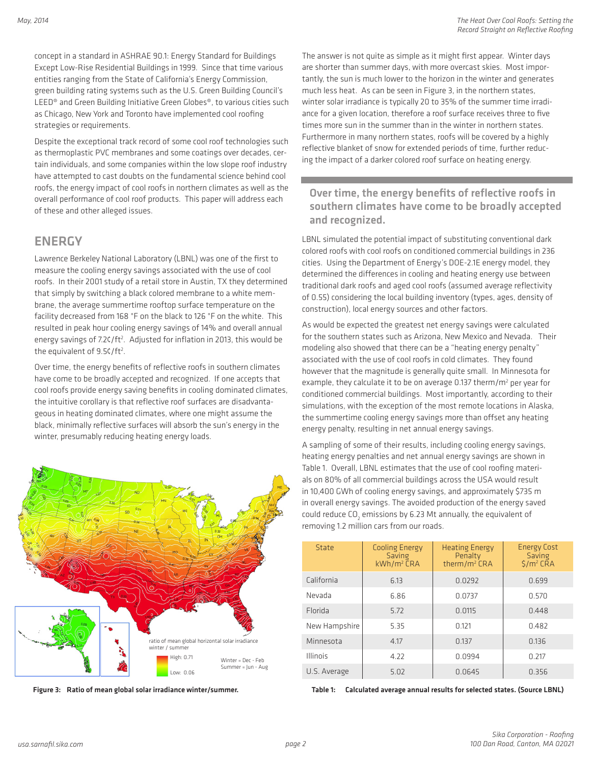concept in a standard in ASHRAE 90.1: Energy Standard for Buildings Except Low-Rise Residential Buildings in 1999. Since that time various entities ranging from the State of California's Energy Commission, green building rating systems such as the U.S. Green Building Council's LEED® and Green Building Initiative Green Globes®, to various cities such as Chicago, New York and Toronto have implemented cool roofing strategies or requirements.

Despite the exceptional track record of some cool roof technologies such as thermoplastic PVC membranes and some coatings over decades, certain individuals, and some companies within the low slope roof industry have attempted to cast doubts on the fundamental science behind cool roofs, the energy impact of cool roofs in northern climates as well as the overall performance of cool roof products. This paper will address each of these and other alleged issues.

## ENERGY

Lawrence Berkeley National Laboratory (LBNL) was one of the first to measure the cooling energy savings associated with the use of cool roofs. In their 2001 study of a retail store in Austin, TX they determined that simply by switching a black colored membrane to a white membrane, the average summertime rooftop surface temperature on the facility decreased from 168 °F on the black to 126 °F on the white. This resulted in peak hour cooling energy savings of 14% and overall annual energy savings of 7.2¢/ft². Adjusted for inflation in 2013, this would be the equivalent of 9.5¢/ft².

Over time, the energy benefits of reflective roofs in southern climates have come to be broadly accepted and recognized. If one accepts that cool roofs provide energy saving benefits in cooling dominated climates, the intuitive corollary is that reflective roof surfaces are disadvantageous in heating dominated climates, where one might assume the black, minimally reflective surfaces will absorb the sun's energy in the winter, presumably reducing heating energy loads.

ratio of mean global horizontal solar irradiance winter / summer

High: 0.71

Low: 0.06

Winter = Dec - Feb
Summer = Jun - Aug

**Figure 3: Ratio of mean global solar irradiance winter/summer.**

The answer is not quite as simple as it might first appear. Winter days are shorter than summer days, with more overcast skies. Most importantly, the sun is much lower to the horizon in the winter and generates much less heat. As can be seen in Figure 3, in the northern states, winter solar irradiance is typically 20 to 35% of the summer time irradiance for a given location, therefore a roof surface receives three to five times more sun in the summer than in the winter in northern states. Furthermore in many northern states, roofs will be covered by a highly reflective blanket of snow for extended periods of time, further reducing the impact of a darker colored roof surface on heating energy.

> **Over time, the energy benefits of reflective roofs in southern climates have come to be broadly accepted and recognized.**

LBNL simulated the potential impact of substituting conventional dark colored roofs with cool roofs on conditioned commercial buildings in 236 cities. Using the Department of Energy's DOE-2.1E energy model, they determined the differences in cooling and heating energy use between traditional dark roofs and aged cool roofs (assumed average reflectivity of 0.55) considering the local building inventory (types, ages, density of construction), local energy sources and other factors.

As would be expected the greatest net energy savings were calculated for the southern states such as Arizona, New Mexico and Nevada. Their modeling also showed that there can be a "heating energy penalty" associated with the use of cool roofs in cold climates. They found however that the magnitude is generally quite small. In Minnesota for example, they calculate it to be on average 0.137 therm/m² per year for conditioned commercial buildings. Most importantly, according to their simulations, with the exception of the most remote locations in Alaska, the summertime cooling energy savings more than offset any heating energy penalty, resulting in net annual energy savings.

A sampling of some of their results, including cooling energy savings, heating energy penalties and net annual energy savings are shown in Table 1. Overall, LBNL estimates that the use of cool roofing materials on 80% of all commercial buildings across the USA would result in 10,400 GWh of cooling energy savings, and approximately $735 m in overall energy savings. The avoided production of the energy saved could reduce $CO_2$ emissions by 6.23 Mt annually, the equivalent of removing 1.2 million cars from our roads.

| State | Cooling Energy Saving kWh/m² CRA | Heating Energy Penalty therm/m² CRA | Energy Cost Saving $/m² CRA |
|---|---|---|---|
| California | 6.13 | 0.0292 | 0.699 |
| Nevada | 6.86 | 0.0737 | 0.570 |
| Florida | 5.72 | 0.0115 | 0.448 |
| New Hampshire | 5.35 | 0.121 | 0.482 |
| Minnesota | 4.17 | 0.137 | 0.136 |
| Illinois | 4.22 | 0.0994 | 0.217 |
| U.S. Average | 5.02 | 0.0645 | 0.356 |

**Table 1: Calculated average annual results for selected states. (Source LBNL)**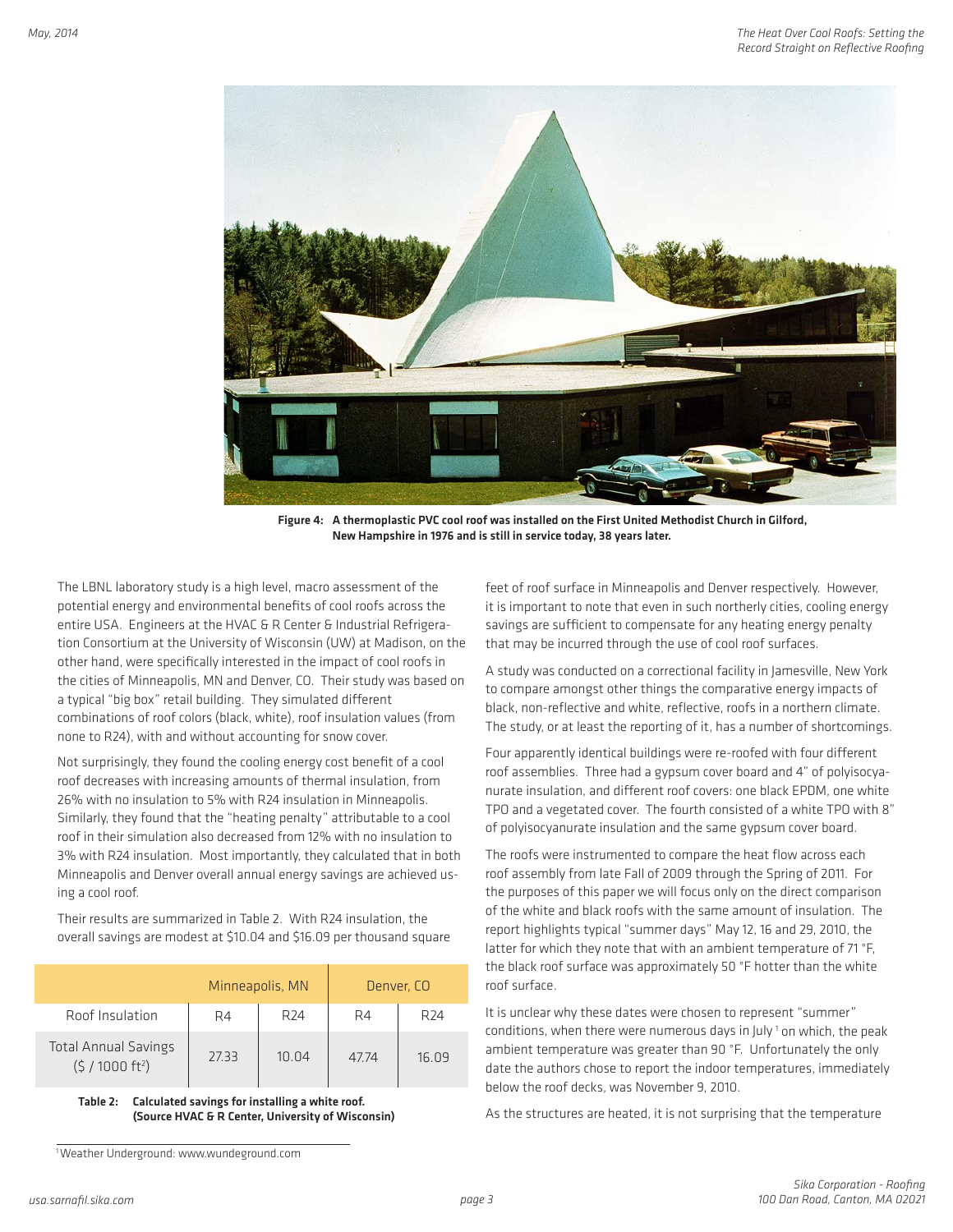Figure 4: A thermoplastic PVC cool roof was installed on the First United Methodist Church in Gilford, New Hampshire in 1976 and is still in service today, 38 years later.

The LBNL laboratory study is a high level, macro assessment of the potential energy and environmental benefits of cool roofs across the entire USA. Engineers at the HVAC & R Center & Industrial Refrigeration Consortium at the University of Wisconsin (UW) at Madison, on the other hand, were specifically interested in the impact of cool roofs in the cities of Minneapolis, MN and Denver, CO. Their study was based on a typical "big box" retail building. They simulated different combinations of roof colors (black, white), roof insulation values (from none to R24), with and without accounting for snow cover.

Not surprisingly, they found the cooling energy cost benefit of a cool roof decreases with increasing amounts of thermal insulation, from 26% with no insulation to 5% with R24 insulation in Minneapolis. Similarly, they found that the "heating penalty" attributable to a cool roof in their simulation also decreased from 12% with no insulation to 3% with R24 insulation. Most importantly, they calculated that in both Minneapolis and Denver overall annual energy savings are achieved using a cool roof.

Their results are summarized in Table 2. With R24 insulation, the overall savings are modest at \$10.04 and \$16.09 per thousand square feet of roof surface in Minneapolis and Denver respectively. However, it is important to note that even in such northerly cities, cooling energy savings are sufficient to compensate for any heating energy penalty that may be incurred through the use of cool roof surfaces.

| | Minneapolis, MN | | Denver, CO | |
|---|---|---|---|---|
| Roof Insulation | R4 | R24 | R4 | R24 |
| Total Annual Savings (\$ / 1000 ft$^2$) | 27.33 | 10.04 | 47.74 | 16.09 |

Table 2: Calculated savings for installing a white roof. (Source HVAC & R Center, University of Wisconsin)

A study was conducted on a correctional facility in Jamesville, New York to compare amongst other things the comparative energy impacts of black, non-reflective and white, reflective, roofs in a northern climate. The study, or at least the reporting of it, has a number of shortcomings.

Four apparently identical buildings were re-roofed with four different roof assemblies. Three had a gypsum cover board and 4" of polyisocyanurate insulation, and different roof covers: one black EPDM, one white TPO and a vegetated cover. The fourth consisted of a white TPO with 8" of polyisocyanurate insulation and the same gypsum cover board.

The roofs were instrumented to compare the heat flow across each roof assembly from late Fall of 2009 through the Spring of 2011. For the purposes of this paper we will focus only on the direct comparison of the white and black roofs with the same amount of insulation. The report highlights typical "summer days" May 12, 16 and 29, 2010, the latter for which they note that with an ambient temperature of 71 °F, the black roof surface was approximately 50 °F hotter than the white roof surface.

It is unclear why these dates were chosen to represent "summer" conditions, when there were numerous days in July[1] on which, the peak ambient temperature was greater than 90 °F. Unfortunately the only date the authors chose to report the indoor temperatures, immediately below the roof decks, was November 9, 2010.

As the structures are heated, it is not surprising that the temperature

[1] Weather Underground: www.wundeground.com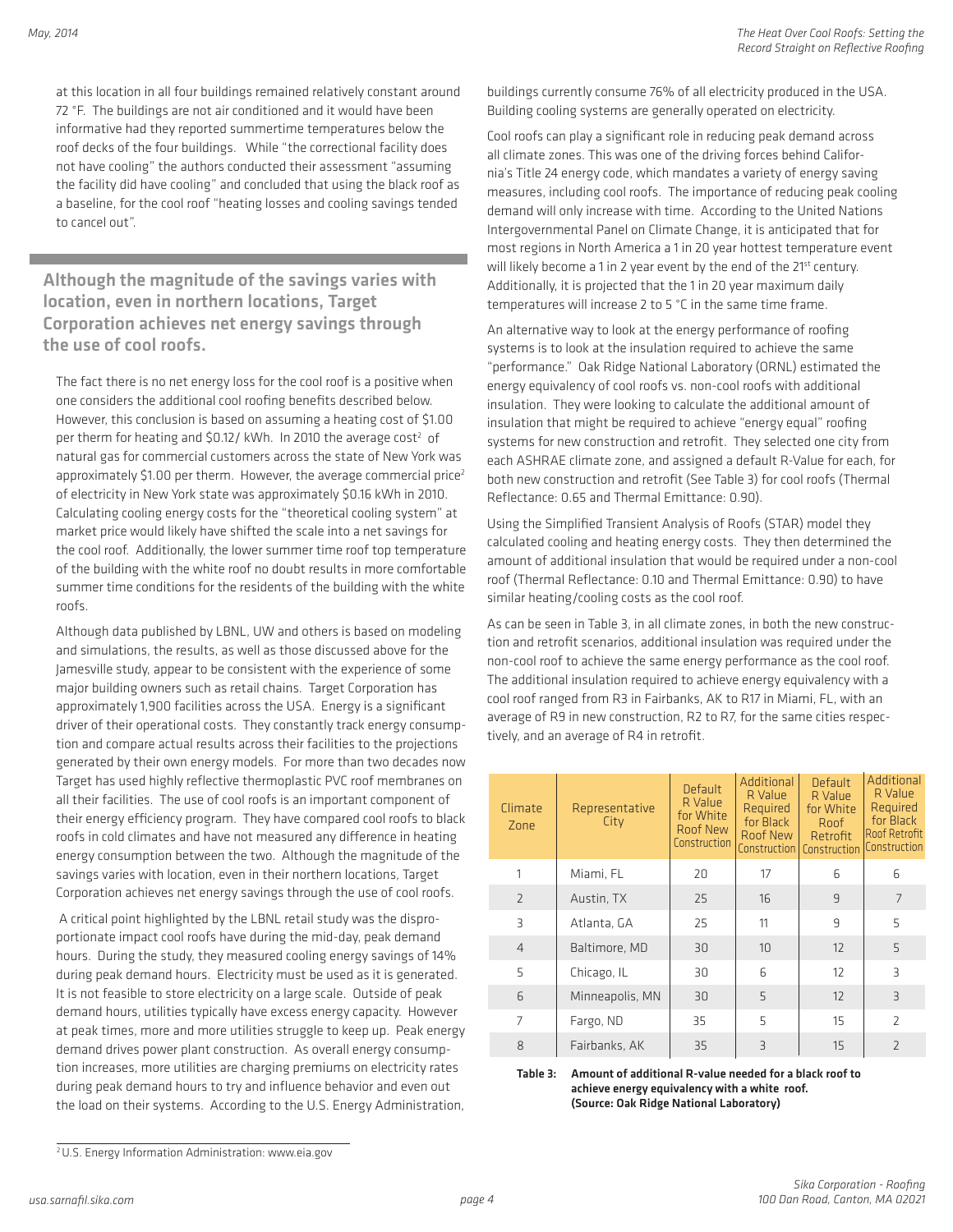at this location in all four buildings remained relatively constant around 72 °F. The buildings are not air conditioned and it would have been informative had they reported summertime temperatures below the roof decks of the four buildings. While "the correctional facility does not have cooling" the authors conducted their assessment "assuming the facility did have cooling" and concluded that using the black roof as a baseline, for the cool roof "heating losses and cooling savings tended to cancel out".

## Although the magnitude of the savings varies with location, even in northern locations, Target Corporation achieves net energy savings through the use of cool roofs.

The fact there is no net energy loss for the cool roof is a positive when one considers the additional cool roofing benefits described below. However, this conclusion is based on assuming a heating cost of $1.00 per therm for heating and $0.12/ kWh. In 2010 the average cost[2] of natural gas for commercial customers across the state of New York was approximately $1.00 per therm. However, the average commercial price[2] of electricity in New York state was approximately $0.16 kWh in 2010. Calculating cooling energy costs for the "theoretical cooling system" at market price would likely have shifted the scale into a net savings for the cool roof. Additionally, the lower summer time roof top temperature of the building with the white roof no doubt results in more comfortable summer time conditions for the residents of the building with the white roofs.

Although data published by LBNL, UW and others is based on modeling and simulations, the results, as well as those discussed above for the Jamesville study, appear to be consistent with the experience of some major building owners such as retail chains. Target Corporation has approximately 1,900 facilities across the USA. Energy is a significant driver of their operational costs. They constantly track energy consumption and compare actual results across their facilities to the projections generated by their own energy models. For more than two decades now Target has used highly reflective thermoplastic PVC roof membranes on all their facilities. The use of cool roofs is an important component of their energy efficiency program. They have compared cool roofs to black roofs in cold climates and have not measured any difference in heating energy consumption between the two. Although the magnitude of the savings varies with location, even in their northern locations, Target Corporation achieves net energy savings through the use of cool roofs.

A critical point highlighted by the LBNL retail study was the disproportionate impact cool roofs have during the mid-day, peak demand hours. During the study, they measured cooling energy savings of 14% during peak demand hours. Electricity must be used as it is generated. It is not feasible to store electricity on a large scale. Outside of peak demand hours, utilities typically have excess energy capacity. However at peak times, more and more utilities struggle to keep up. Peak energy demand drives power plant construction. As overall energy consumption increases, more utilities are charging premiums on electricity rates during peak demand hours to try and influence behavior and even out the load on their systems. According to the U.S. Energy Administration, buildings currently consume 76% of all electricity produced in the USA. Building cooling systems are generally operated on electricity.

Cool roofs can play a significant role in reducing peak demand across all climate zones. This was one of the driving forces behind California's Title 24 energy code, which mandates a variety of energy saving measures, including cool roofs. The importance of reducing peak cooling demand will only increase with time. According to the United Nations Intergovernmental Panel on Climate Change, it is anticipated that for most regions in North America a 1 in 20 year hottest temperature event will likely become a 1 in 2 year event by the end of the 21st century. Additionally, it is projected that the 1 in 20 year maximum daily temperatures will increase 2 to 5 °C in the same time frame.

An alternative way to look at the energy performance of roofing systems is to look at the insulation required to achieve the same "performance." Oak Ridge National Laboratory (ORNL) estimated the energy equivalency of cool roofs vs. non-cool roofs with additional insulation. They were looking to calculate the additional amount of insulation that might be required to achieve "energy equal" roofing systems for new construction and retrofit. They selected one city from each ASHRAE climate zone, and assigned a default R-Value for each, for both new construction and retrofit (See Table 3) for cool roofs (Thermal Reflectance: 0.65 and Thermal Emittance: 0.90).

Using the Simplified Transient Analysis of Roofs (STAR) model they calculated cooling and heating energy costs. They then determined the amount of additional insulation that would be required under a non-cool roof (Thermal Reflectance: 0.10 and Thermal Emittance: 0.90) to have similar heating/cooling costs as the cool roof.

As can be seen in Table 3, in all climate zones, in both the new construction and retrofit scenarios, additional insulation was required under the non-cool roof to achieve the same energy performance as the cool roof. The additional insulation required to achieve energy equivalency with a cool roof ranged from R3 in Fairbanks, AK to R17 in Miami, FL, with an average of R9 in new construction, R2 to R7, for the same cities respectively, and an average of R4 in retrofit.

| Climate Zone | Representative City | Default R Value for White Roof New Construction | Additional R Value Required for Black Roof New Construction | Default R Value for White Roof Retrofit Construction | Additional R Value Required for Black Roof Retrofit Construction |
|---|---|---|---|---|---|
| 1 | Miami, FL | 20 | 17 | 6 | 6 |
| 2 | Austin, TX | 25 | 16 | 9 | 7 |
| 3 | Atlanta, GA | 25 | 11 | 9 | 5 |
| 4 | Baltimore, MD | 30 | 10 | 12 | 5 |
| 5 | Chicago, IL | 30 | 6 | 12 | 3 |
| 6 | Minneapolis, MN | 30 | 5 | 12 | 3 |
| 7 | Fargo, ND | 35 | 5 | 15 | 2 |
| 8 | Fairbanks, AK | 35 | 3 | 15 | 2 |

**Table 3: Amount of additional R-value needed for a black roof to achieve energy equivalency with a white roof. (Source: Oak Ridge National Laboratory)**

[2] U.S. Energy Information Administration: www.eia.gov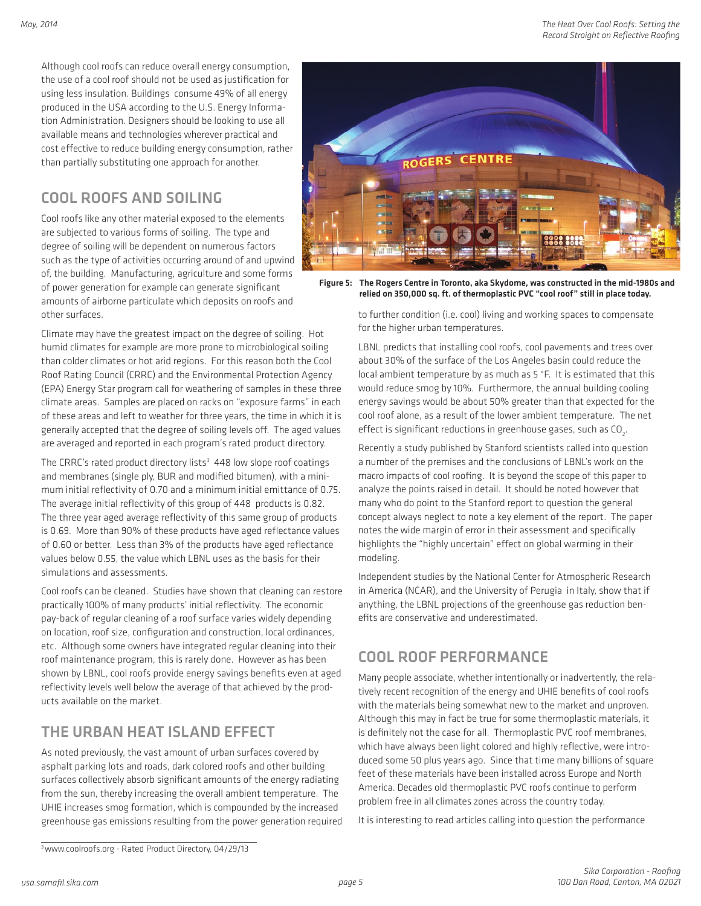Although cool roofs can reduce overall energy consumption, the use of a cool roof should not be used as justification for using less insulation. Buildings consume 49% of all energy produced in the USA according to the U.S. Energy Information Administration. Designers should be looking to use all available means and technologies wherever practical and cost effective to reduce building energy consumption, rather than partially substituting one approach for another.

## COOL ROOFS AND SOILING

Cool roofs like any other material exposed to the elements are subjected to various forms of soiling. The type and degree of soiling will be dependent on numerous factors such as the type of activities occurring around of and upwind of, the building. Manufacturing, agriculture and some forms of power generation for example can generate significant amounts of airborne particulate which deposits on roofs and other surfaces.

Climate may have the greatest impact on the degree of soiling. Hot humid climates for example are more prone to microbiological soiling than colder climates or hot arid regions. For this reason both the Cool Roof Rating Council (CRRC) and the Environmental Protection Agency (EPA) Energy Star program call for weathering of samples in these three climate areas. Samples are placed on racks on "exposure farms" in each of these areas and left to weather for three years, the time in which it is generally accepted that the degree of soiling levels off. The aged values are averaged and reported in each program's rated product directory.

The CRRC's rated product directory lists[3] 448 low slope roof coatings and membranes (single ply, BUR and modified bitumen), with a minimum initial reflectivity of 0.70 and a minimum initial emittance of 0.75. The average initial reflectivity of this group of 448 products is 0.82. The three year aged average reflectivity of this same group of products is 0.69. More than 90% of these products have aged reflectance values of 0.60 or better. Less than 3% of the products have aged reflectance values below 0.55, the value which LBNL uses as the basis for their simulations and assessments.

Cool roofs can be cleaned. Studies have shown that cleaning can restore practically 100% of many products' initial reflectivity. The economic pay-back of regular cleaning of a roof surface varies widely depending on location, roof size, configuration and construction, local ordinances, etc. Although some owners have integrated regular cleaning into their roof maintenance program, this is rarely done. However as has been shown by LBNL, cool roofs provide energy savings benefits even at aged reflectivity levels well below the average of that achieved by the products available on the market.

## THE URBAN HEAT ISLAND EFFECT

As noted previously, the vast amount of urban surfaces covered by asphalt parking lots and roads, dark colored roofs and other building surfaces collectively absorb significant amounts of the energy radiating from the sun, thereby increasing the overall ambient temperature. The UHIE increases smog formation, which is compounded by the increased greenhouse gas emissions resulting from the power generation required to further condition (i.e. cool) living and working spaces to compensate for the higher urban temperatures.

**Figure 5: The Rogers Centre in Toronto, aka Skydome, was constructed in the mid-1980s and relied on 350,000 sq. ft. of thermoplastic PVC "cool roof" still in place today.**

LBNL predicts that installing cool roofs, cool pavements and trees over about 30% of the surface of the Los Angeles basin could reduce the local ambient temperature by as much as 5 °F. It is estimated that this would reduce smog by 10%. Furthermore, the annual building cooling energy savings would be about 50% greater than that expected for the cool roof alone, as a result of the lower ambient temperature. The net effect is significant reductions in greenhouse gases, such as $CO_2$.

Recently a study published by Stanford scientists called into question a number of the premises and the conclusions of LBNL's work on the macro impacts of cool roofing. It is beyond the scope of this paper to analyze the points raised in detail. It should be noted however that many who do point to the Stanford report to question the general concept always neglect to note a key element of the report. The paper notes the wide margin of error in their assessment and specifically highlights the "highly uncertain" effect on global warming in their modeling.

Independent studies by the National Center for Atmospheric Research in America (NCAR), and the University of Perugia in Italy, show that if anything, the LBNL projections of the greenhouse gas reduction benefits are conservative and underestimated.

## COOL ROOF PERFORMANCE

Many people associate, whether intentionally or inadvertently, the relatively recent recognition of the energy and UHIE benefits of cool roofs with the materials being somewhat new to the market and unproven. Although this may in fact be true for some thermoplastic materials, it is definitely not the case for all. Thermoplastic PVC roof membranes, which have always been light colored and highly reflective, were introduced some 50 plus years ago. Since that time many billions of square feet of these materials have been installed across Europe and North America. Decades old thermoplastic PVC roofs continue to perform problem free in all climates zones across the country today.

It is interesting to read articles calling into question the performance

[3] www.coolroofs.org - Rated Product Directory, 04/29/13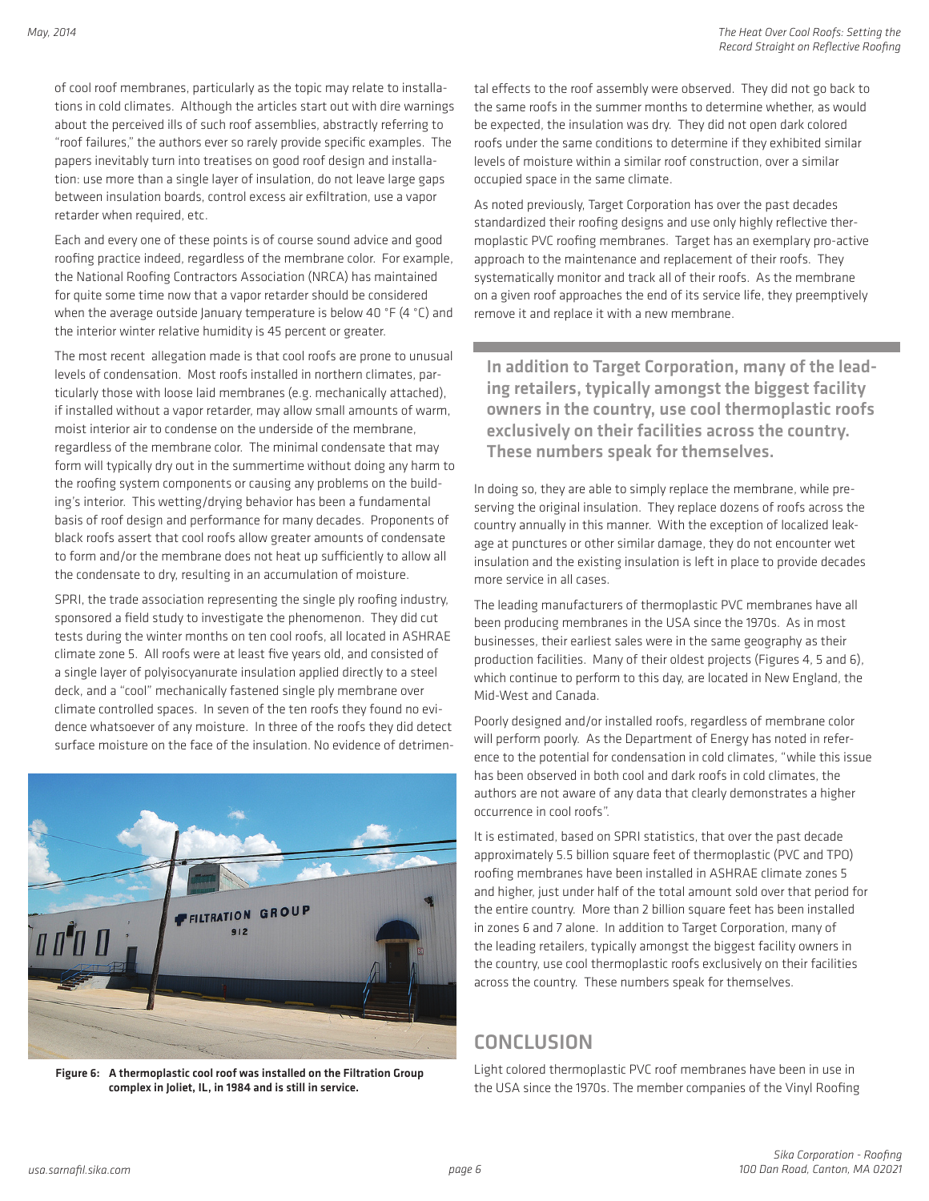of cool roof membranes, particularly as the topic may relate to installations in cold climates. Although the articles start out with dire warnings about the perceived ills of such roof assemblies, abstractly referring to "roof failures," the authors ever so rarely provide specific examples. The papers inevitably turn into treatises on good roof design and installation: use more than a single layer of insulation, do not leave large gaps between insulation boards, control excess air exfiltration, use a vapor retarder when required, etc.

Each and every one of these points is of course sound advice and good roofing practice indeed, regardless of the membrane color. For example, the National Roofing Contractors Association (NRCA) has maintained for quite some time now that a vapor retarder should be considered when the average outside January temperature is below 40 °F (4 °C) and the interior winter relative humidity is 45 percent or greater.

The most recent allegation made is that cool roofs are prone to unusual levels of condensation. Most roofs installed in northern climates, particularly those with loose laid membranes (e.g. mechanically attached), if installed without a vapor retarder, may allow small amounts of warm, moist interior air to condense on the underside of the membrane, regardless of the membrane color. The minimal condensate that may form will typically dry out in the summertime without doing any harm to the roofing system components or causing any problems on the building's interior. This wetting/drying behavior has been a fundamental basis of roof design and performance for many decades. Proponents of black roofs assert that cool roofs allow greater amounts of condensate to form and/or the membrane does not heat up sufficiently to allow all the condensate to dry, resulting in an accumulation of moisture.

SPRI, the trade association representing the single ply roofing industry, sponsored a field study to investigate the phenomenon. They did cut tests during the winter months on ten cool roofs, all located in ASHRAE climate zone 5. All roofs were at least five years old, and consisted of a single layer of polyisocyanurate insulation applied directly to a steel deck, and a "cool" mechanically fastened single ply membrane over climate controlled spaces. In seven of the ten roofs they found no evidence whatsoever of any moisture. In three of the roofs they did detect surface moisture on the face of the insulation. No evidence of detrimental effects to the roof assembly were observed. They did not go back to the same roofs in the summer months to determine whether, as would be expected, the insulation was dry. They did not open dark colored roofs under the same conditions to determine if they exhibited similar levels of moisture within a similar roof construction, over a similar occupied space in the same climate.

**Figure 6: A thermoplastic cool roof was installed on the Filtration Group complex in Joliet, IL, in 1984 and is still in service.**

As noted previously, Target Corporation has over the past decades standardized their roofing designs and use only highly reflective thermoplastic PVC roofing membranes. Target has an exemplary pro-active approach to the maintenance and replacement of their roofs. They systematically monitor and track all of their roofs. As the membrane on a given roof approaches the end of its service life, they preemptively remove it and replace it with a new membrane.

> **In addition to Target Corporation, many of the leading retailers, typically amongst the biggest facility owners in the country, use cool thermoplastic roofs exclusively on their facilities across the country. These numbers speak for themselves.**

In doing so, they are able to simply replace the membrane, while preserving the original insulation. They replace dozens of roofs across the country annually in this manner. With the exception of localized leakage at punctures or other similar damage, they do not encounter wet insulation and the existing insulation is left in place to provide decades more service in all cases.

The leading manufacturers of thermoplastic PVC membranes have all been producing membranes in the USA since the 1970s. As in most businesses, their earliest sales were in the same geography as their production facilities. Many of their oldest projects (Figures 4, 5 and 6), which continue to perform to this day, are located in New England, the Mid-West and Canada.

Poorly designed and/or installed roofs, regardless of membrane color will perform poorly. As the Department of Energy has noted in reference to the potential for condensation in cold climates, "while this issue has been observed in both cool and dark roofs in cold climates, the authors are not aware of any data that clearly demonstrates a higher occurrence in cool roofs".

It is estimated, based on SPRI statistics, that over the past decade approximately 5.5 billion square feet of thermoplastic (PVC and TPO) roofing membranes have been installed in ASHRAE climate zones 5 and higher, just under half of the total amount sold over that period for the entire country. More than 2 billion square feet has been installed in zones 6 and 7 alone. In addition to Target Corporation, many of the leading retailers, typically amongst the biggest facility owners in the country, use cool thermoplastic roofs exclusively on their facilities across the country. These numbers speak for themselves.

## CONCLUSION

Light colored thermoplastic PVC roof membranes have been in use in the USA since the 1970s. The member companies of the Vinyl Roofing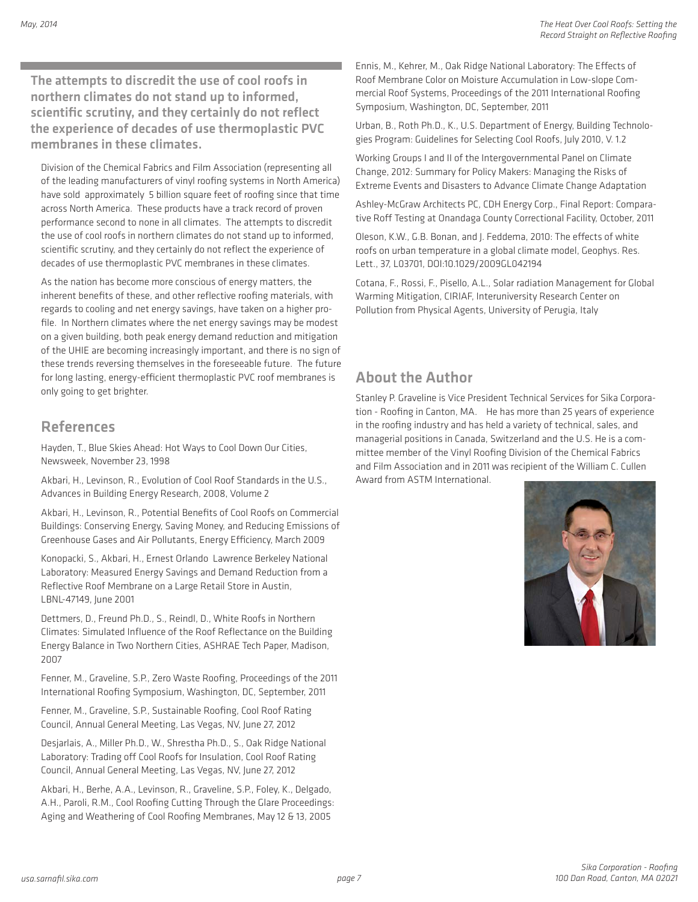**The attempts to discredit the use of cool roofs in northern climates do not stand up to informed, scientific scrutiny, and they certainly do not reflect the experience of decades of use thermoplastic PVC membranes in these climates.**

Division of the Chemical Fabrics and Film Association (representing all of the leading manufacturers of vinyl roofing systems in North America) have sold approximately 5 billion square feet of roofing since that time across North America. These products have a track record of proven performance second to none in all climates. The attempts to discredit the use of cool roofs in northern climates do not stand up to informed, scientific scrutiny, and they certainly do not reflect the experience of decades of use thermoplastic PVC membranes in these climates.

As the nation has become more conscious of energy matters, the inherent benefits of these, and other reflective roofing materials, with regards to cooling and net energy savings, have taken on a higher profile. In Northern climates where the net energy savings may be modest on a given building, both peak energy demand reduction and mitigation of the UHIE are becoming increasingly important, and there is no sign of these trends reversing themselves in the foreseeable future. The future for long lasting, energy-efficient thermoplastic PVC roof membranes is only going to get brighter.

## References

Hayden, T., Blue Skies Ahead: Hot Ways to Cool Down Our Cities, Newsweek, November 23, 1998

Akbari, H., Levinson, R., Evolution of Cool Roof Standards in the U.S., Advances in Building Energy Research, 2008, Volume 2

Akbari, H., Levinson, R., Potential Benefits of Cool Roofs on Commercial Buildings: Conserving Energy, Saving Money, and Reducing Emissions of Greenhouse Gases and Air Pollutants, Energy Efficiency, March 2009

Konopacki, S., Akbari, H., Ernest Orlando Lawrence Berkeley National Laboratory: Measured Energy Savings and Demand Reduction from a Reflective Roof Membrane on a Large Retail Store in Austin, LBNL-47149, June 2001

Dettmers, D., Freund Ph.D., S., Reindl, D., White Roofs in Northern Climates: Simulated Influence of the Roof Reflectance on the Building Energy Balance in Two Northern Cities, ASHRAE Tech Paper, Madison, 2007

Fenner, M., Graveline, S.P., Zero Waste Roofing, Proceedings of the 2011 International Roofing Symposium, Washington, DC, September, 2011

Fenner, M., Graveline, S.P., Sustainable Roofing, Cool Roof Rating Council, Annual General Meeting, Las Vegas, NV, June 27, 2012

Desjarlais, A., Miller Ph.D., W., Shrestha Ph.D., S., Oak Ridge National Laboratory: Trading off Cool Roofs for Insulation, Cool Roof Rating Council, Annual General Meeting, Las Vegas, NV, June 27, 2012

Akbari, H., Berhe, A.A., Levinson, R., Graveline, S.P., Foley, K., Delgado, A.H., Paroli, R.M., Cool Roofing Cutting Through the Glare Proceedings: Aging and Weathering of Cool Roofing Membranes, May 12 & 13, 2005

Ennis, M., Kehrer, M., Oak Ridge National Laboratory: The Effects of Roof Membrane Color on Moisture Accumulation in Low-slope Commercial Roof Systems, Proceedings of the 2011 International Roofing Symposium, Washington, DC, September, 2011

Urban, B., Roth Ph.D., K., U.S. Department of Energy, Building Technologies Program: Guidelines for Selecting Cool Roofs, July 2010, V. 1.2

Working Groups I and II of the Intergovernmental Panel on Climate Change, 2012: Summary for Policy Makers: Managing the Risks of Extreme Events and Disasters to Advance Climate Change Adaptation

Ashley-McGraw Architects PC, CDH Energy Corp., Final Report: Comparative Roff Testing at Onandaga County Correctional Facility, October, 2011

Oleson, K.W., G.B. Bonan, and J. Feddema, 2010: The effects of white roofs on urban temperature in a global climate model, Geophys. Res. Lett., 37, L03701, DOI:10.1029/2009GL042194

Cotana, F., Rossi, F., Pisello, A.L., Solar radiation Management for Global Warming Mitigation, CIRIAF, Interuniversity Research Center on Pollution from Physical Agents, University of Perugia, Italy

## About the Author

Stanley P. Graveline is Vice President Technical Services for Sika Corporation - Roofing in Canton, MA. He has more than 25 years of experience in the roofing industry and has held a variety of technical, sales, and managerial positions in Canada, Switzerland and the U.S. He is a committee member of the Vinyl Roofing Division of the Chemical Fabrics and Film Association and in 2011 was recipient of the William C. Cullen Award from ASTM International.

usa.sarnafil.sika.com

Sika Corporation - Roofing
100 Dan Road, Canton, MA 02021